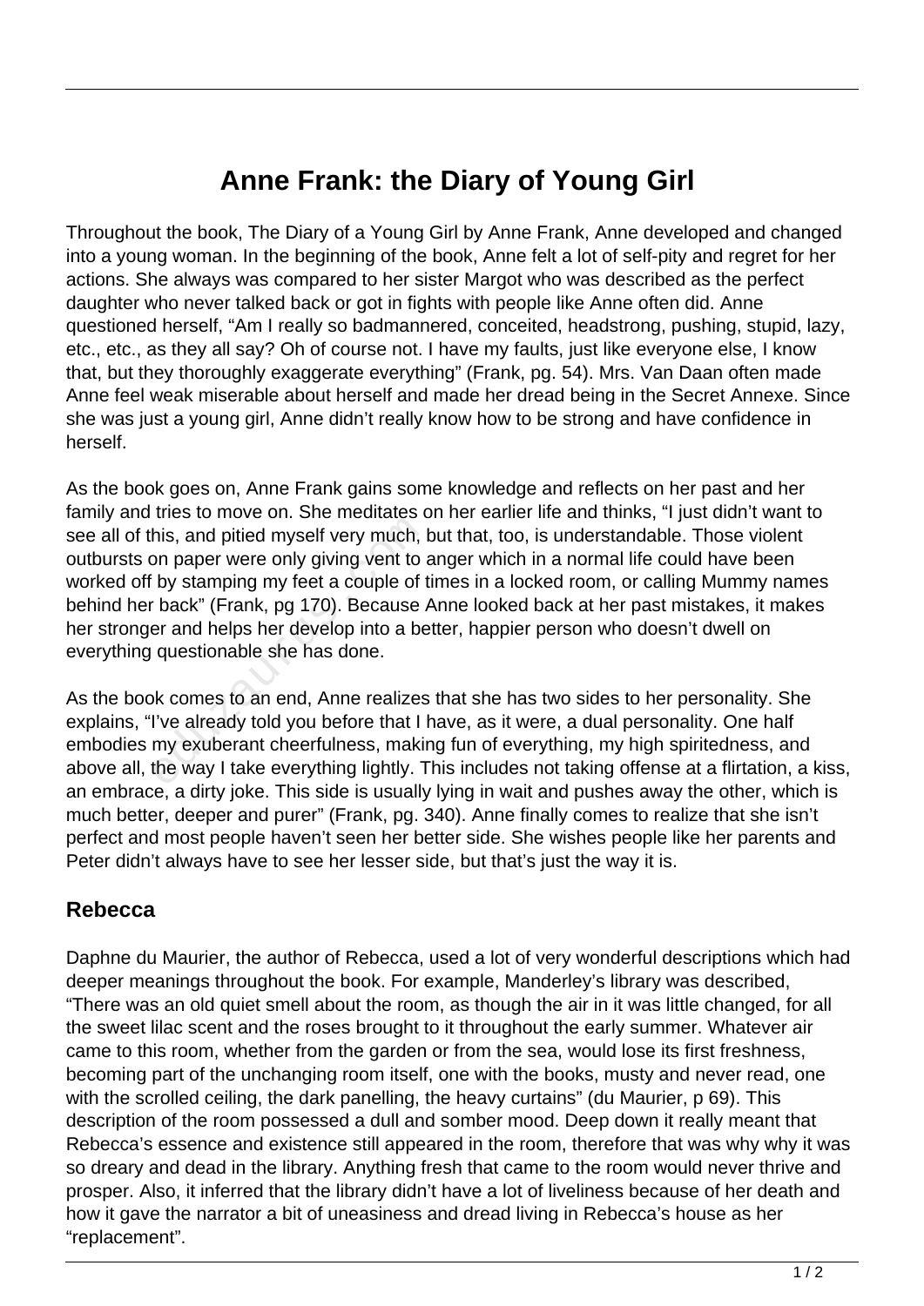# Anne Frank: the Diary of Young Girl

Throughout the book, The Diary of a Young Girl by Anne Frank, Anne developed and changed into a young woman. In the beginning of the book, Anne felt a lot of self-pity and regret for her actions. She always was compared to her sister Margot who was described as the perfect daughter who never talked back or got in fights with people like Anne often did. Anne questioned herself, "Am I really so badmannered, conceited, headstrong, pushing, stupid, lazy, etc., etc., as they all say? Oh of course not. I have my faults, just like everyone else, I know that, but they thoroughly exaggerate everything" (Frank, pg. 54). Mrs. Van Daan often made Anne feel weak miserable about herself and made her dread being in the Secret Annexe. Since she was just a young girl, Anne didn't really know how to be strong and have confidence in herself.

As the book goes on, Anne Frank gains some knowledge and reflects on her past and her family and tries to move on. She meditates on her earlier life and thinks, "I just didn't want to see all of this, and pitied myself very much, but that, too, is understandable. Those violent outbursts on paper were only giving vent to anger which in a normal life could have been worked off by stamping my feet a couple of times in a locked room, or calling Mummy names behind her back" (Frank, pg 170). Because Anne looked back at her past mistakes, it makes her stronger and helps her develop into a better, happier person who doesn't dwell on everything questionable she has done.

As the book comes to an end, Anne realizes that she has two sides to her personality. She explains, "I've already told you before that I have, as it were, a dual personality. One half embodies my exuberant cheerfulness, making fun of everything, my high spiritedness, and above all, the way I take everything lightly. This includes not taking offense at a flirtation, a kiss, an embrace, a dirty joke. This side is usually lying in wait and pushes away the other, which is much better, deeper and purer" (Frank, pg. 340). Anne finally comes to realize that she isn't perfect and most people haven't seen her better side. She wishes people like her parents and Peter didn't always have to see her lesser side, but that's just the way it is.

## Rebecca

Daphne du Maurier, the author of Rebecca, used a lot of very wonderful descriptions which had deeper meanings throughout the book. For example, Manderley's library was described, "There was an old quiet smell about the room, as though the air in it was little changed, for all the sweet lilac scent and the roses brought to it throughout the early summer. Whatever air came to this room, whether from the garden or from the sea, would lose its first freshness, becoming part of the unchanging room itself, one with the books, musty and never read, one with the scrolled ceiling, the dark panelling, the heavy curtains" (du Maurier, p 69). This description of the room possessed a dull and somber mood. Deep down it really meant that Rebecca's essence and existence still appeared in the room, therefore that was why why it was so dreary and dead in the library. Anything fresh that came to the room would never thrive and prosper. Also, it inferred that the library didn't have a lot of liveliness because of her death and how it gave the narrator a bit of uneasiness and dread living in Rebecca's house as her "replacement".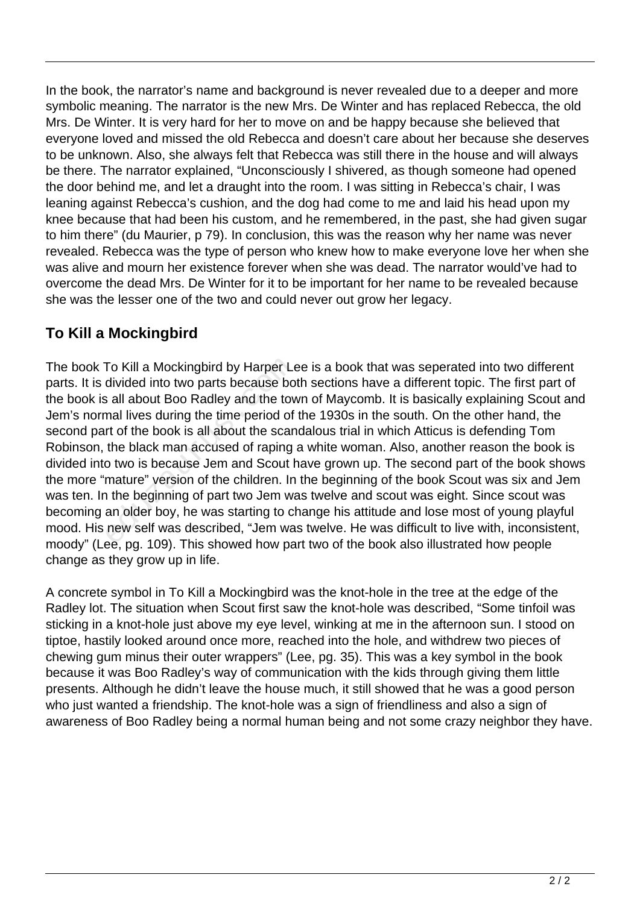In the book, the narrator's name and background is never revealed due to a deeper and more symbolic meaning. The narrator is the new Mrs. De Winter and has replaced Rebecca, the old Mrs. De Winter. It is very hard for her to move on and be happy because she believed that everyone loved and missed the old Rebecca and doesn't care about her because she deserves to be unknown. Also, she always felt that Rebecca was still there in the house and will always be there. The narrator explained, "Unconsciously I shivered, as though someone had opened the door behind me, and let a draught into the room. I was sitting in Rebecca's chair, I was leaning against Rebecca's cushion, and the dog had come to me and laid his head upon my knee because that had been his custom, and he remembered, in the past, she had given sugar to him there" (du Maurier, p 79). In conclusion, this was the reason why her name was never revealed. Rebecca was the type of person who knew how to make everyone love her when she was alive and mourn her existence forever when she was dead. The narrator would've had to overcome the dead Mrs. De Winter for it to be important for her name to be revealed because she was the lesser one of the two and could never out grow her legacy.

## To Kill a Mockingbird

The book To Kill a Mockingbird by Harper Lee is a book that was seperated into two different parts. It is divided into two parts because both sections have a different topic. The first part of the book is all about Boo Radley and the town of Maycomb. It is basically explaining Scout and Jem's normal lives during the time period of the 1930s in the south. On the other hand, the second part of the book is all about the scandalous trial in which Atticus is defending Tom Robinson, the black man accused of raping a white woman. Also, another reason the book is divided into two is because Jem and Scout have grown up. The second part of the book shows the more "mature" version of the children. In the beginning of the book Scout was six and Jem was ten. In the beginning of part two Jem was twelve and scout was eight. Since scout was becoming an older boy, he was starting to change his attitude and lose most of young playful mood. His new self was described, "Jem was twelve. He was difficult to live with, inconsistent, moody" (Lee, pg. 109). This showed how part two of the book also illustrated how people change as they grow up in life.

A concrete symbol in To Kill a Mockingbird was the knot-hole in the tree at the edge of the Radley lot. The situation when Scout first saw the knot-hole was described, "Some tinfoil was sticking in a knot-hole just above my eye level, winking at me in the afternoon sun. I stood on tiptoe, hastily looked around once more, reached into the hole, and withdrew two pieces of chewing gum minus their outer wrappers" (Lee, pg. 35). This was a key symbol in the book because it was Boo Radley's way of communication with the kids through giving them little presents. Although he didn't leave the house much, it still showed that he was a good person who just wanted a friendship. The knot-hole was a sign of friendliness and also a sign of awareness of Boo Radley being a normal human being and not some crazy neighbor they have.